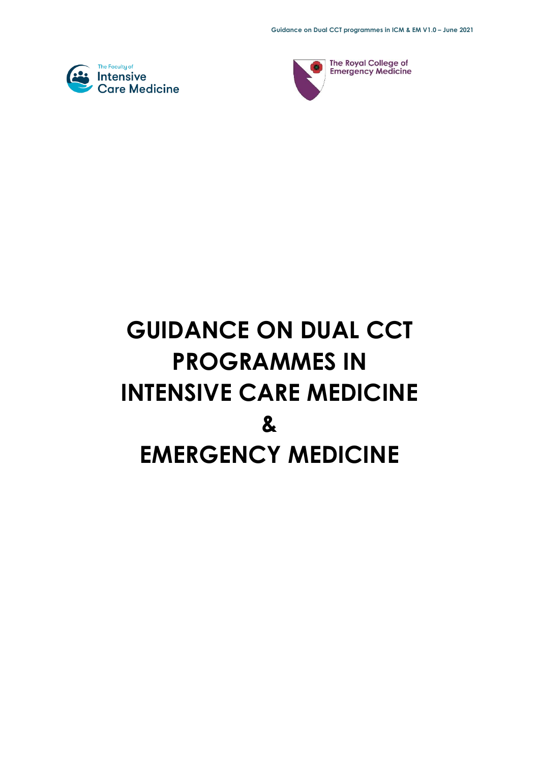The Faculty of Intensive Care Medicine

The Royal College of Emergency Medicine

# GUIDANCE ON DUAL CCT PROGRAMMES IN INTENSIVE CARE MEDICINE & EMERGENCY MEDICINE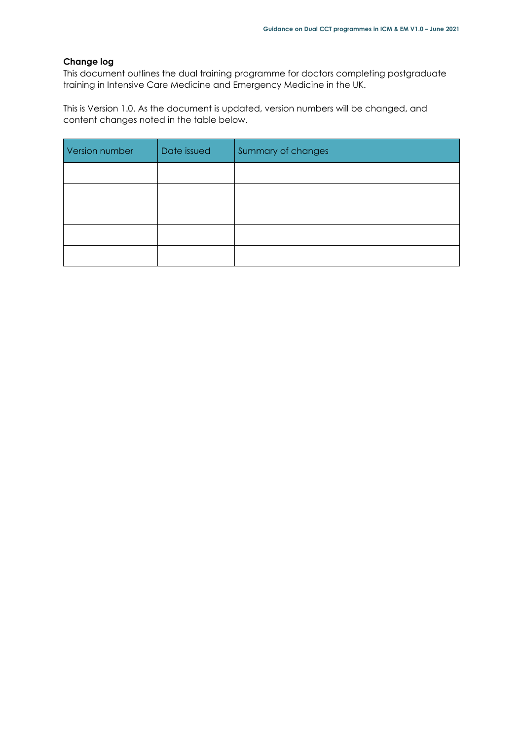## Change log

This document outlines the dual training programme for doctors completing postgraduate training in Intensive Care Medicine and Emergency Medicine in the UK.

This is Version 1.0. As the document is updated, version numbers will be changed, and content changes noted in the table below.

| Version number | Date issued | Summary of changes |
|---|---|---|
| | | |
| | | |
| | | |
| | | |
| | | |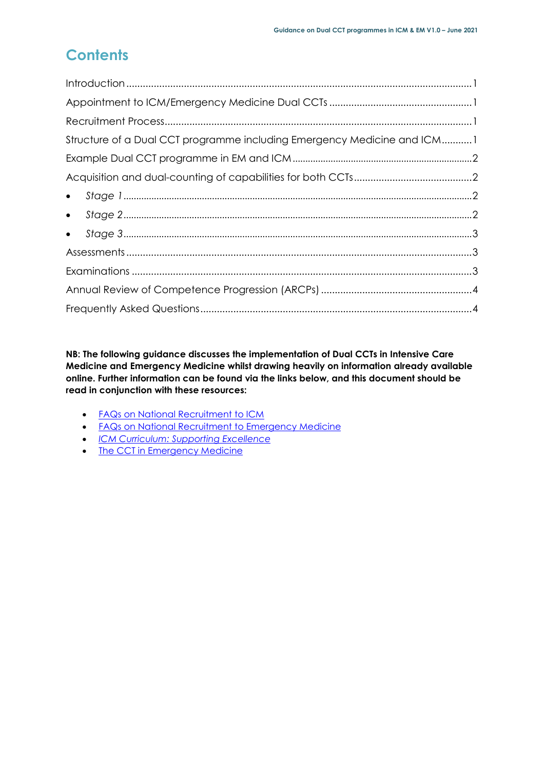# Contents

Introduction ........................................................................................................... 1
Appointment to ICM/Emergency Medicine Dual CCTs ................................................... 1
Recruitment Process ................................................................................................ 1
Structure of a Dual CCT programme including Emergency Medicine and ICM ........... 1
Example Dual CCT programme in EM and ICM ......................................................... 2
Acquisition and dual-counting of capabilities for both CCTs ........................................ 2

- *Stage 1* ............................................................................................................ 2
- *Stage 2* ............................................................................................................ 2
- *Stage 3* ............................................................................................................ 3

Assessments ............................................................................................................ 3
Examinations ........................................................................................................... 3
Annual Review of Competence Progression (ARCPs) .................................................. 4
Frequently Asked Questions ...................................................................................... 4

**NB: The following guidance discusses the implementation of Dual CCTs in Intensive Care Medicine and Emergency Medicine whilst drawing heavily on information already available online. Further information can be found via the links below, and this document should be read in conjunction with these resources:**

- FAQs on National Recruitment to ICM
- FAQs on National Recruitment to Emergency Medicine
- *ICM Curriculum: Supporting Excellence*
- The CCT in Emergency Medicine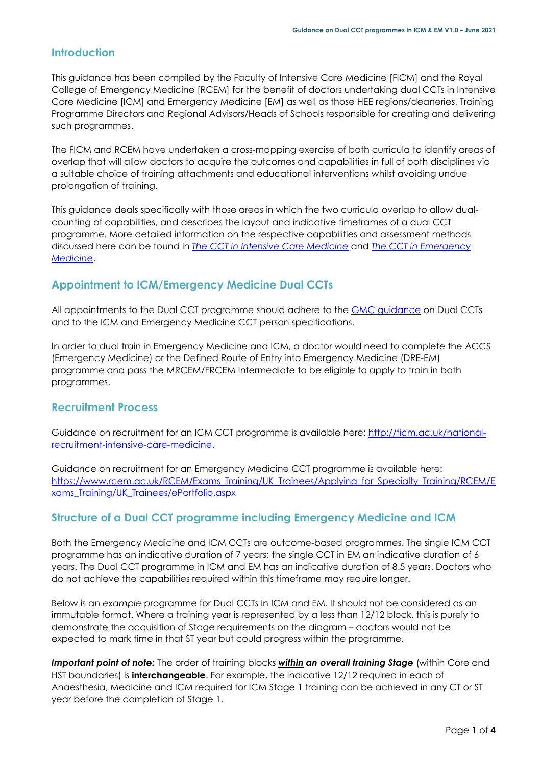## Introduction

This guidance has been compiled by the Faculty of Intensive Care Medicine [FICM] and the Royal College of Emergency Medicine [RCEM] for the benefit of doctors undertaking dual CCTs in Intensive Care Medicine [ICM] and Emergency Medicine [EM] as well as those HEE regions/deaneries, Training Programme Directors and Regional Advisors/Heads of Schools responsible for creating and delivering such programmes.

The FICM and RCEM have undertaken a cross-mapping exercise of both curricula to identify areas of overlap that will allow doctors to acquire the outcomes and capabilities in full of both disciplines via a suitable choice of training attachments and educational interventions whilst avoiding undue prolongation of training.

This guidance deals specifically with those areas in which the two curricula overlap to allow dual-counting of capabilities, and describes the layout and indicative timeframes of a dual CCT programme. More detailed information on the respective capabilities and assessment methods discussed here can be found in [*The CCT in Intensive Care Medicine*]() and [*The CCT in Emergency Medicine*]().

## Appointment to ICM/Emergency Medicine Dual CCTs

All appointments to the Dual CCT programme should adhere to the [GMC guidance]() on Dual CCTs and to the ICM and Emergency Medicine CCT person specifications.

In order to dual train in Emergency Medicine and ICM, a doctor would need to complete the ACCS (Emergency Medicine) or the Defined Route of Entry into Emergency Medicine (DRE-EM) programme and pass the MRCEM/FRCEM Intermediate to be eligible to apply to train in both programmes.

## Recruitment Process

Guidance on recruitment for an ICM CCT programme is available here: [http://ficm.ac.uk/national-recruitment-intensive-care-medicine](http://ficm.ac.uk/national-recruitment-intensive-care-medicine).

Guidance on recruitment for an Emergency Medicine CCT programme is available here: [https://www.rcem.ac.uk/RCEM/Exams_Training/UK_Trainees/Applying_for_Specialty_Training/RCEM/Exams_Training/UK_Trainees/ePortfolio.aspx](https://www.rcem.ac.uk/RCEM/Exams_Training/UK_Trainees/Applying_for_Specialty_Training/RCEM/Exams_Training/UK_Trainees/ePortfolio.aspx)

## Structure of a Dual CCT programme including Emergency Medicine and ICM

Both the Emergency Medicine and ICM CCTs are outcome-based programmes. The single ICM CCT programme has an indicative duration of 7 years; the single CCT in EM an indicative duration of 6 years. The Dual CCT programme in ICM and EM has an indicative duration of 8.5 years. Doctors who do not achieve the capabilities required within this timeframe may require longer.

Below is an *example* programme for Dual CCTs in ICM and EM. It should not be considered as an immutable format. Where a training year is represented by a less than 12/12 block, this is purely to demonstrate the acquisition of Stage requirements on the diagram – doctors would not be expected to mark time in that ST year but could progress within the programme.

***Important point of note:*** The order of training blocks ***<u>within</u> an overall training Stage*** (within Core and HST boundaries) is **interchangeable**. For example, the indicative 12/12 required in each of Anaesthesia, Medicine and ICM required for ICM Stage 1 training can be achieved in any CT or ST year before the completion of Stage 1.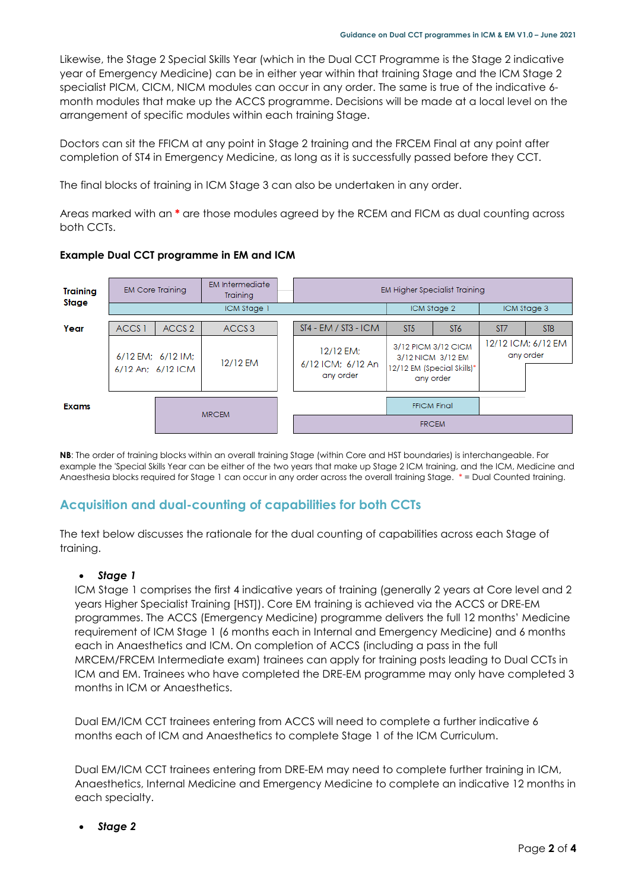Likewise, the Stage 2 Special Skills Year (which in the Dual CCT Programme is the Stage 2 indicative year of Emergency Medicine) can be in either year within that training Stage and the ICM Stage 2 specialist PICM, CICM, NICM modules can occur in any order. The same is true of the indicative 6-month modules that make up the ACCS programme. Decisions will be made at a local level on the arrangement of specific modules within each training Stage.

Doctors can sit the FFICM at any point in Stage 2 training and the FRCEM Final at any point after completion of ST4 in Emergency Medicine, as long as it is successfully passed before they CCT.

The final blocks of training in ICM Stage 3 can also be undertaken in any order.

Areas marked with an * are those modules agreed by the RCEM and FICM as dual counting across both CCTs.

**Example Dual CCT programme in EM and ICM**

| **Training Stage** | EM Core Training | | EM Intermediate Training | EM Higher Specialist Training | | | | |
|---|---|---|---|---|---|---|---|---|
| | ICM Stage 1 | | | | ICM Stage 2 | | ICM Stage 3 | |
| **Year** | ACCS 1 | ACCS 2 | ACCS 3 | ST4 - EM / ST3 - ICM | ST5 | ST6 | ST7 | ST8 |
| | 6/12 EM; 6/12 IM; 6/12 An; 6/12 ICM | | 12/12 EM | 12/12 EM; 6/12 ICM; 6/12 An any order | 3/12 PICM 3/12 CICM 3/12 NICM 3/12 EM 12/12 EM (Special Skills)* any order | | 12/12 ICM; 6/12 EM any order | |
| **Exams** | | MRCEM | | | FFICM Final | | | |
| | | | | FRCEM | | | | |

**NB**: The order of training blocks within an overall training Stage (within Core and HST boundaries) is interchangeable. For example the 'Special Skills Year can be either of the two years that make up Stage 2 ICM training, and the ICM, Medicine and Anaesthesia blocks required for Stage 1 can occur in any order across the overall training Stage. * = Dual Counted training.

## Acquisition and dual-counting of capabilities for both CCTs

The text below discusses the rationale for the dual counting of capabilities across each Stage of training.

- ***Stage 1***

  ICM Stage 1 comprises the first 4 indicative years of training (generally 2 years at Core level and 2 years Higher Specialist Training [HST]). Core EM training is achieved via the ACCS or DRE-EM programmes. The ACCS (Emergency Medicine) programme delivers the full 12 months' Medicine requirement of ICM Stage 1 (6 months each in Internal and Emergency Medicine) and 6 months each in Anaesthetics and ICM. On completion of ACCS (including a pass in the full MRCEM/FRCEM Intermediate exam) trainees can apply for training posts leading to Dual CCTs in ICM and EM. Trainees who have completed the DRE-EM programme may only have completed 3 months in ICM or Anaesthetics.

  Dual EM/ICM CCT trainees entering from ACCS will need to complete a further indicative 6 months each of ICM and Anaesthetics to complete Stage 1 of the ICM Curriculum.

  Dual EM/ICM CCT trainees entering from DRE-EM may need to complete further training in ICM, Anaesthetics, Internal Medicine and Emergency Medicine to complete an indicative 12 months in each specialty.

- ***Stage 2***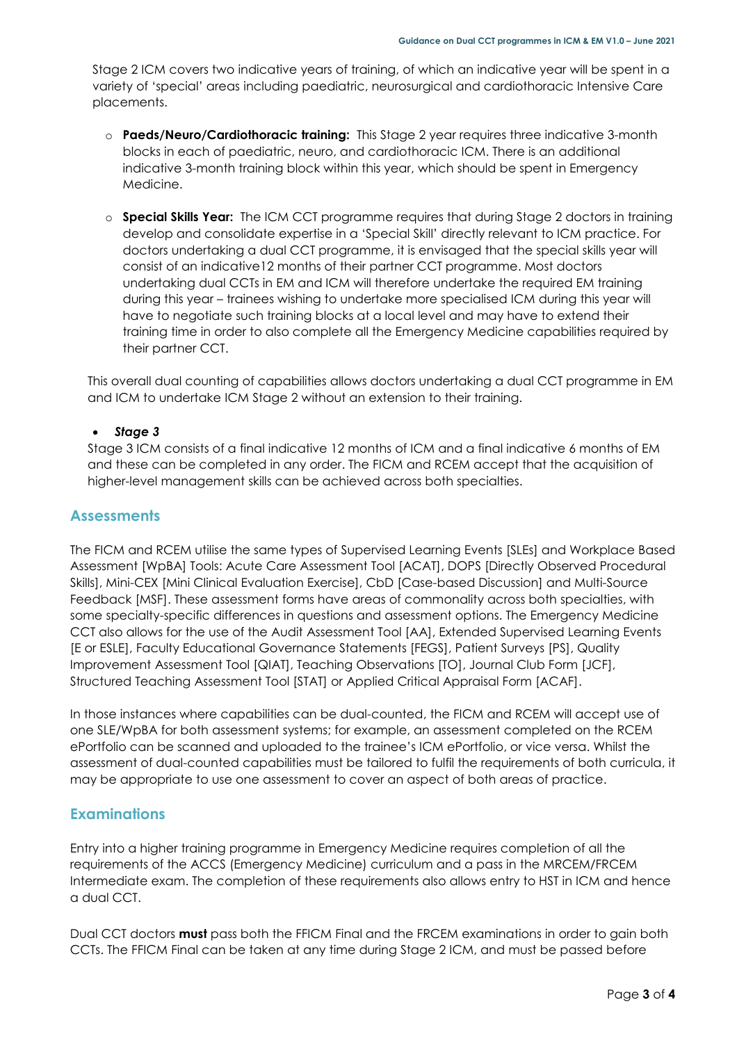Stage 2 ICM covers two indicative years of training, of which an indicative year will be spent in a variety of 'special' areas including paediatric, neurosurgical and cardiothoracic Intensive Care placements.

- **Paeds/Neuro/Cardiothoracic training:** This Stage 2 year requires three indicative 3-month blocks in each of paediatric, neuro, and cardiothoracic ICM. There is an additional indicative 3-month training block within this year, which should be spent in Emergency Medicine.

- **Special Skills Year:** The ICM CCT programme requires that during Stage 2 doctors in training develop and consolidate expertise in a 'Special Skill' directly relevant to ICM practice. For doctors undertaking a dual CCT programme, it is envisaged that the special skills year will consist of an indicative12 months of their partner CCT programme. Most doctors undertaking dual CCTs in EM and ICM will therefore undertake the required EM training during this year – trainees wishing to undertake more specialised ICM during this year will have to negotiate such training blocks at a local level and may have to extend their training time in order to also complete all the Emergency Medicine capabilities required by their partner CCT.

This overall dual counting of capabilities allows doctors undertaking a dual CCT programme in EM and ICM to undertake ICM Stage 2 without an extension to their training.

- ***Stage 3***

Stage 3 ICM consists of a final indicative 12 months of ICM and a final indicative 6 months of EM and these can be completed in any order. The FICM and RCEM accept that the acquisition of higher-level management skills can be achieved across both specialties.

## Assessments

The FICM and RCEM utilise the same types of Supervised Learning Events [SLEs] and Workplace Based Assessment [WpBA] Tools: Acute Care Assessment Tool [ACAT], DOPS [Directly Observed Procedural Skills], Mini-CEX [Mini Clinical Evaluation Exercise], CbD [Case-based Discussion] and Multi-Source Feedback [MSF]. These assessment forms have areas of commonality across both specialties, with some specialty-specific differences in questions and assessment options. The Emergency Medicine CCT also allows for the use of the Audit Assessment Tool [AA], Extended Supervised Learning Events [E or ESLE], Faculty Educational Governance Statements [FEGS], Patient Surveys [PS], Quality Improvement Assessment Tool [QIAT], Teaching Observations [TO], Journal Club Form [JCF], Structured Teaching Assessment Tool [STAT] or Applied Critical Appraisal Form [ACAF].

In those instances where capabilities can be dual-counted, the FICM and RCEM will accept use of one SLE/WpBA for both assessment systems; for example, an assessment completed on the RCEM ePortfolio can be scanned and uploaded to the trainee's ICM ePortfolio, or vice versa. Whilst the assessment of dual-counted capabilities must be tailored to fulfil the requirements of both curricula, it may be appropriate to use one assessment to cover an aspect of both areas of practice.

## Examinations

Entry into a higher training programme in Emergency Medicine requires completion of all the requirements of the ACCS (Emergency Medicine) curriculum and a pass in the MRCEM/FRCEM Intermediate exam. The completion of these requirements also allows entry to HST in ICM and hence a dual CCT.

Dual CCT doctors **must** pass both the FFICM Final and the FRCEM examinations in order to gain both CCTs. The FFICM Final can be taken at any time during Stage 2 ICM, and must be passed before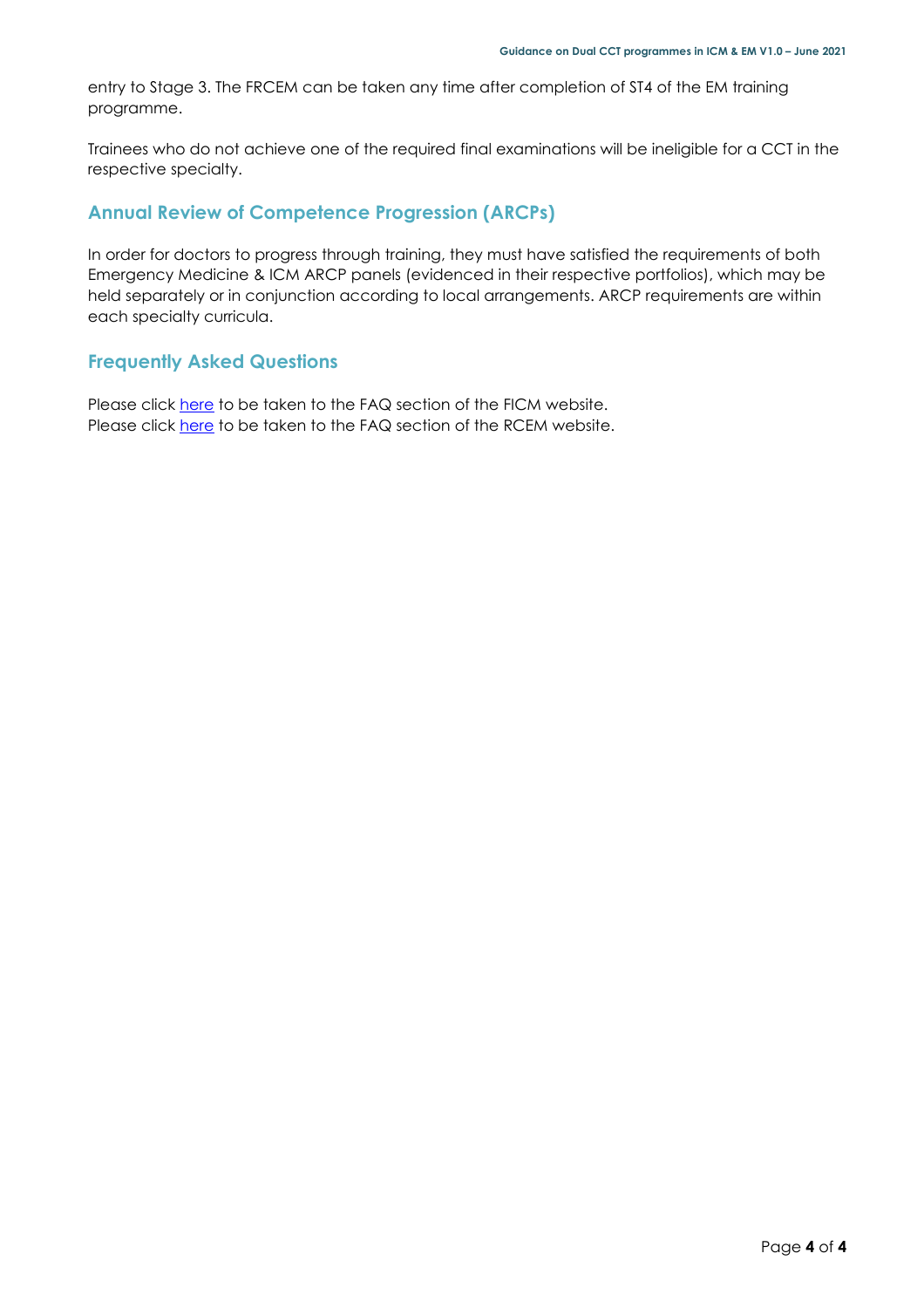entry to Stage 3. The FRCEM can be taken any time after completion of ST4 of the EM training programme.

Trainees who do not achieve one of the required final examinations will be ineligible for a CCT in the respective specialty.

## Annual Review of Competence Progression (ARCPs)

In order for doctors to progress through training, they must have satisfied the requirements of both Emergency Medicine & ICM ARCP panels (evidenced in their respective portfolios), which may be held separately or in conjunction according to local arrangements. ARCP requirements are within each specialty curricula.

## Frequently Asked Questions

Please click here to be taken to the FAQ section of the FICM website.
Please click here to be taken to the FAQ section of the RCEM website.